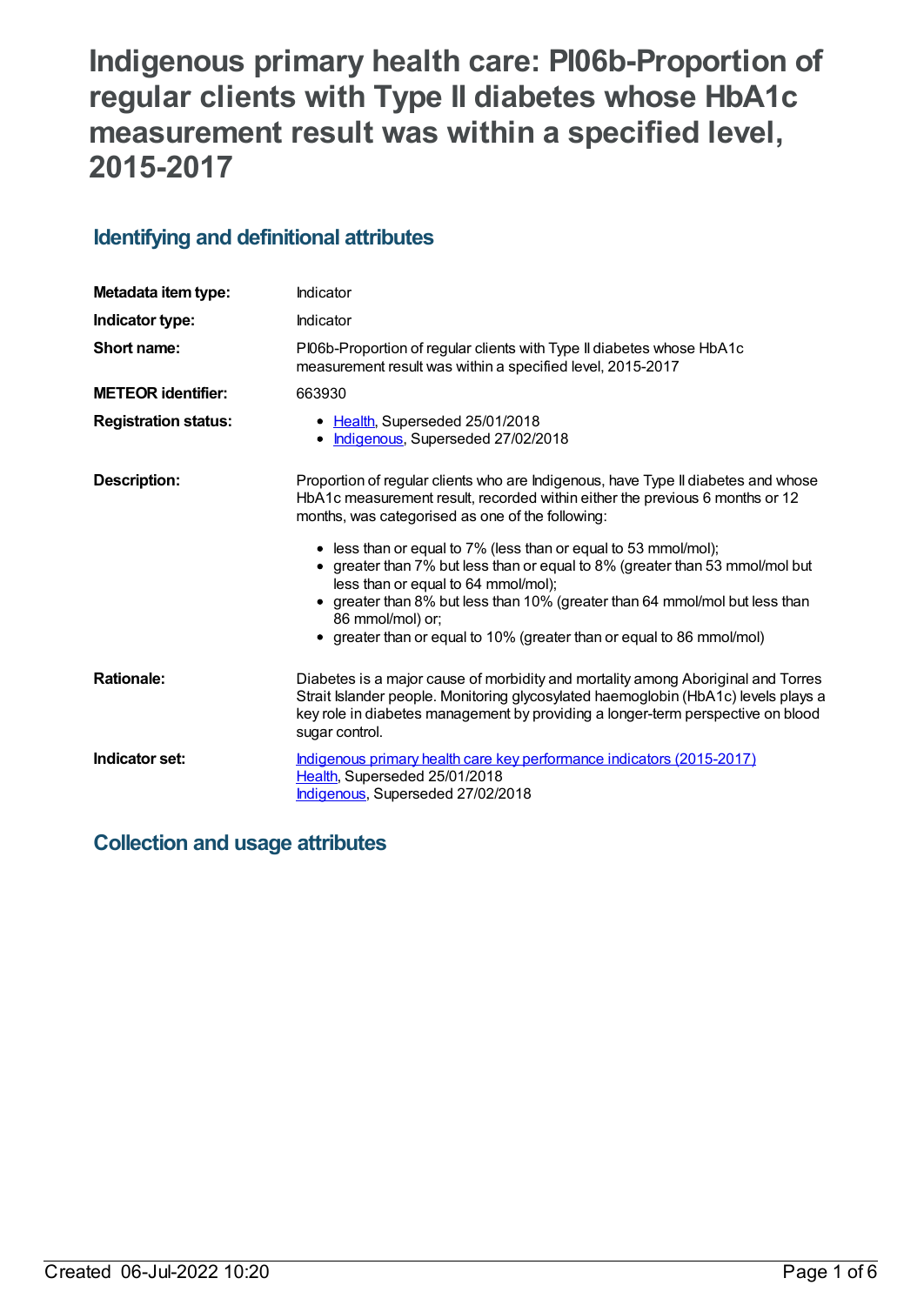# Indigenous primary health care: PI06b-Proportion of regular clients with Type II diabetes whose HbA1c measurement result was within a specified level, 2015-2017

## Identifying and definitional attributes

| | |
|---|---|
| **Metadata item type:** | Indicator |
| **Indicator type:** | Indicator |
| **Short name:** | PI06b-Proportion of regular clients with Type II diabetes whose HbA1c measurement result was within a specified level, 2015-2017 |
| **METEOR identifier:** | 663930 |
| **Registration status:** | • Health, Superseded 25/01/2018<br>• Indigenous, Superseded 27/02/2018 |
| **Description:** | Proportion of regular clients who are Indigenous, have Type II diabetes and whose HbA1c measurement result, recorded within either the previous 6 months or 12 months, was categorised as one of the following:<br>• less than or equal to 7% (less than or equal to 53 mmol/mol);<br>• greater than 7% but less than or equal to 8% (greater than 53 mmol/mol but less than or equal to 64 mmol/mol);<br>• greater than 8% but less than 10% (greater than 64 mmol/mol but less than 86 mmol/mol) or;<br>• greater than or equal to 10% (greater than or equal to 86 mmol/mol) |
| **Rationale:** | Diabetes is a major cause of morbidity and mortality among Aboriginal and Torres Strait Islander people. Monitoring glycosylated haemoglobin (HbA1c) levels plays a key role in diabetes management by providing a longer-term perspective on blood sugar control. |
| **Indicator set:** | Indigenous primary health care key performance indicators (2015-2017)<br>Health, Superseded 25/01/2018<br>Indigenous, Superseded 27/02/2018 |

## Collection and usage attributes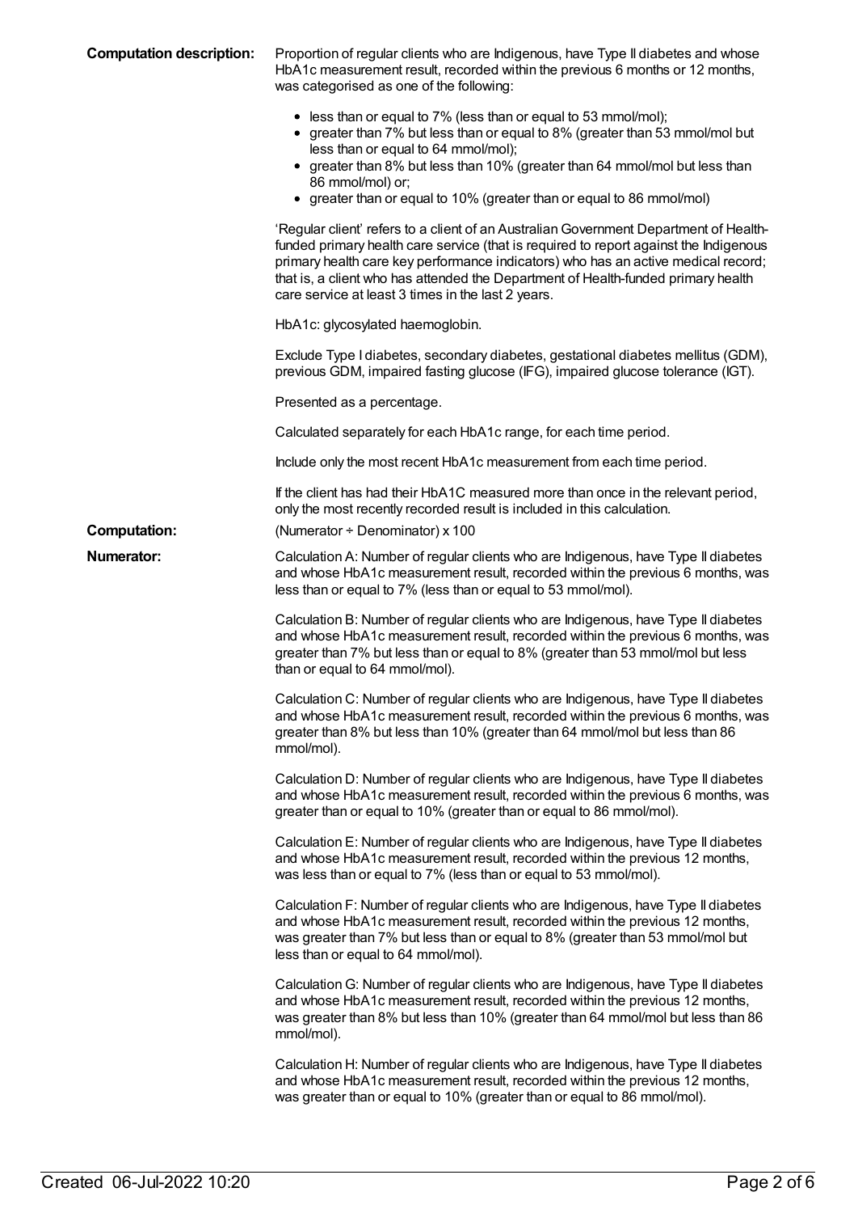**Computation description:** Proportion of regular clients who are Indigenous, have Type II diabetes and whose HbA1c measurement result, recorded within the previous 6 months or 12 months, was categorised as one of the following:

- less than or equal to 7% (less than or equal to 53 mmol/mol);
- greater than 7% but less than or equal to 8% (greater than 53 mmol/mol but less than or equal to 64 mmol/mol);
- greater than 8% but less than 10% (greater than 64 mmol/mol but less than 86 mmol/mol) or;
- greater than or equal to 10% (greater than or equal to 86 mmol/mol)

'Regular client' refers to a client of an Australian Government Department of Health-funded primary health care service (that is required to report against the Indigenous primary health care key performance indicators) who has an active medical record; that is, a client who has attended the Department of Health-funded primary health care service at least 3 times in the last 2 years.

HbA1c: glycosylated haemoglobin.

Exclude Type I diabetes, secondary diabetes, gestational diabetes mellitus (GDM), previous GDM, impaired fasting glucose (IFG), impaired glucose tolerance (IGT).

Presented as a percentage.

Calculated separately for each HbA1c range, for each time period.

Include only the most recent HbA1c measurement from each time period.

If the client has had their HbA1C measured more than once in the relevant period, only the most recently recorded result is included in this calculation.

**Computation:** (Numerator ÷ Denominator) x 100

**Numerator:** Calculation A: Number of regular clients who are Indigenous, have Type II diabetes and whose HbA1c measurement result, recorded within the previous 6 months, was less than or equal to 7% (less than or equal to 53 mmol/mol).

Calculation B: Number of regular clients who are Indigenous, have Type II diabetes and whose HbA1c measurement result, recorded within the previous 6 months, was greater than 7% but less than or equal to 8% (greater than 53 mmol/mol but less than or equal to 64 mmol/mol).

Calculation C: Number of regular clients who are Indigenous, have Type II diabetes and whose HbA1c measurement result, recorded within the previous 6 months, was greater than 8% but less than 10% (greater than 64 mmol/mol but less than 86 mmol/mol).

Calculation D: Number of regular clients who are Indigenous, have Type II diabetes and whose HbA1c measurement result, recorded within the previous 6 months, was greater than or equal to 10% (greater than or equal to 86 mmol/mol).

Calculation E: Number of regular clients who are Indigenous, have Type II diabetes and whose HbA1c measurement result, recorded within the previous 12 months, was less than or equal to 7% (less than or equal to 53 mmol/mol).

Calculation F: Number of regular clients who are Indigenous, have Type II diabetes and whose HbA1c measurement result, recorded within the previous 12 months, was greater than 7% but less than or equal to 8% (greater than 53 mmol/mol but less than or equal to 64 mmol/mol).

Calculation G: Number of regular clients who are Indigenous, have Type II diabetes and whose HbA1c measurement result, recorded within the previous 12 months, was greater than 8% but less than 10% (greater than 64 mmol/mol but less than 86 mmol/mol).

Calculation H: Number of regular clients who are Indigenous, have Type II diabetes and whose HbA1c measurement result, recorded within the previous 12 months, was greater than or equal to 10% (greater than or equal to 86 mmol/mol).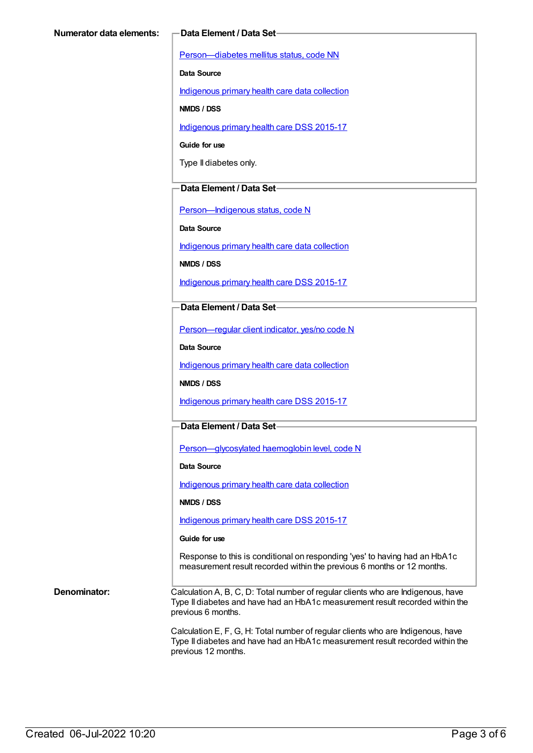**Numerator data elements:**

**Data Element / Data Set**

Person—diabetes mellitus status, code NN

**Data Source**

Indigenous primary health care data collection

**NMDS / DSS**

Indigenous primary health care DSS 2015-17

**Guide for use**

Type II diabetes only.

**Data Element / Data Set**

Person—Indigenous status, code N

**Data Source**

Indigenous primary health care data collection

**NMDS / DSS**

Indigenous primary health care DSS 2015-17

**Data Element / Data Set**

Person—regular client indicator, yes/no code N

**Data Source**

Indigenous primary health care data collection

**NMDS / DSS**

Indigenous primary health care DSS 2015-17

**Data Element / Data Set**

Person—glycosylated haemoglobin level, code N

**Data Source**

Indigenous primary health care data collection

**NMDS / DSS**

Indigenous primary health care DSS 2015-17

**Guide for use**

Response to this is conditional on responding 'yes' to having had an HbA1c measurement result recorded within the previous 6 months or 12 months.

**Denominator:**

Calculation A, B, C, D: Total number of regular clients who are Indigenous, have Type II diabetes and have had an HbA1c measurement result recorded within the previous 6 months.

Calculation E, F, G, H: Total number of regular clients who are Indigenous, have Type II diabetes and have had an HbA1c measurement result recorded within the previous 12 months.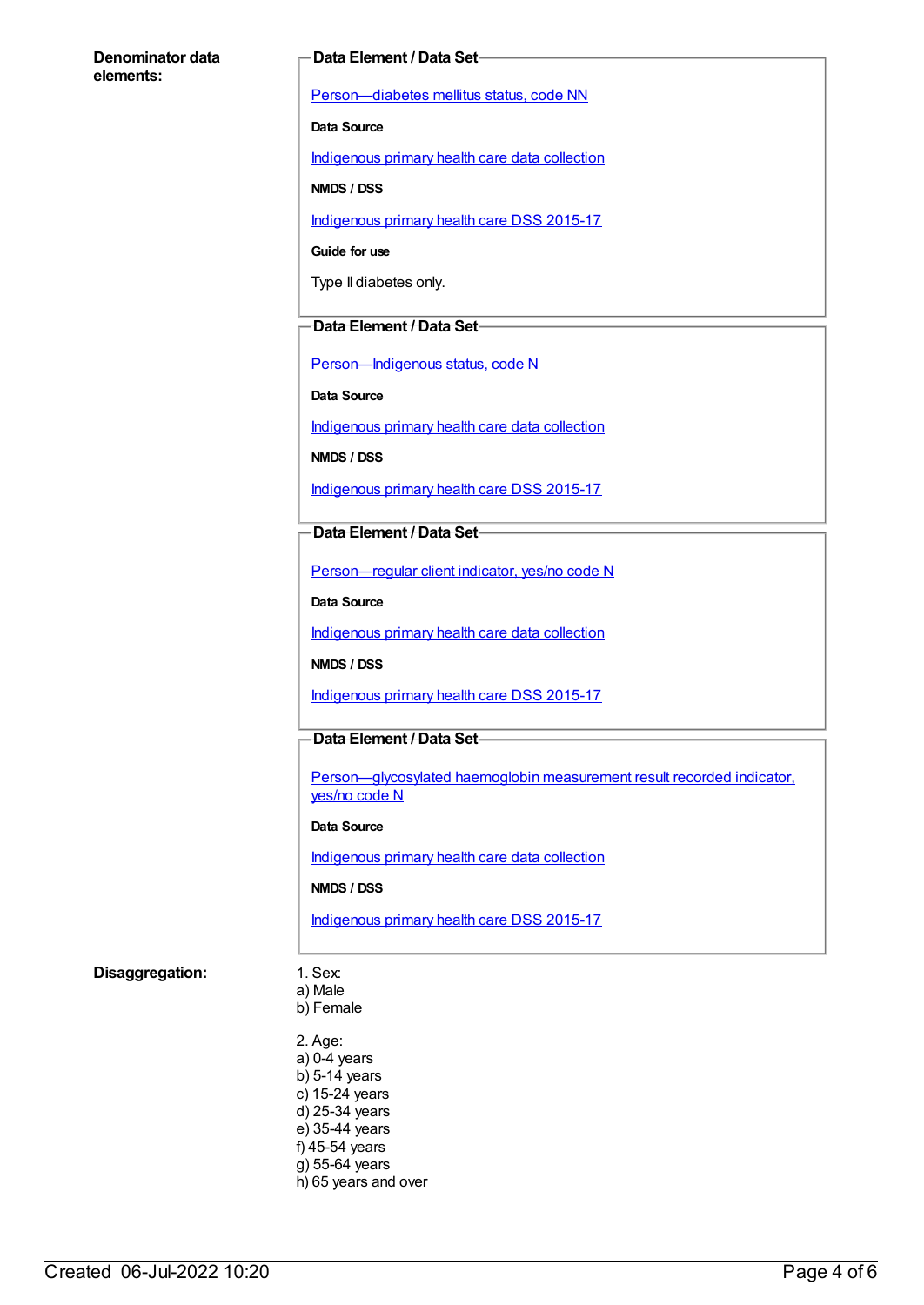**Denominator data elements:**

**Data Element / Data Set**

Person—diabetes mellitus status, code NN

**Data Source**

Indigenous primary health care data collection

**NMDS / DSS**

Indigenous primary health care DSS 2015-17

**Guide for use**

Type II diabetes only.

**Data Element / Data Set**

Person—Indigenous status, code N

**Data Source**

Indigenous primary health care data collection

**NMDS / DSS**

Indigenous primary health care DSS 2015-17

**Data Element / Data Set**

Person—regular client indicator, yes/no code N

**Data Source**

Indigenous primary health care data collection

**NMDS / DSS**

Indigenous primary health care DSS 2015-17

**Data Element / Data Set**

Person—glycosylated haemoglobin measurement result recorded indicator, yes/no code N

**Data Source**

Indigenous primary health care data collection

**NMDS / DSS**

Indigenous primary health care DSS 2015-17

**Disaggregation:**

1. Sex:
a) Male
b) Female

2. Age:
a) 0-4 years
b) 5-14 years
c) 15-24 years
d) 25-34 years
e) 35-44 years
f) 45-54 years
g) 55-64 years
h) 65 years and over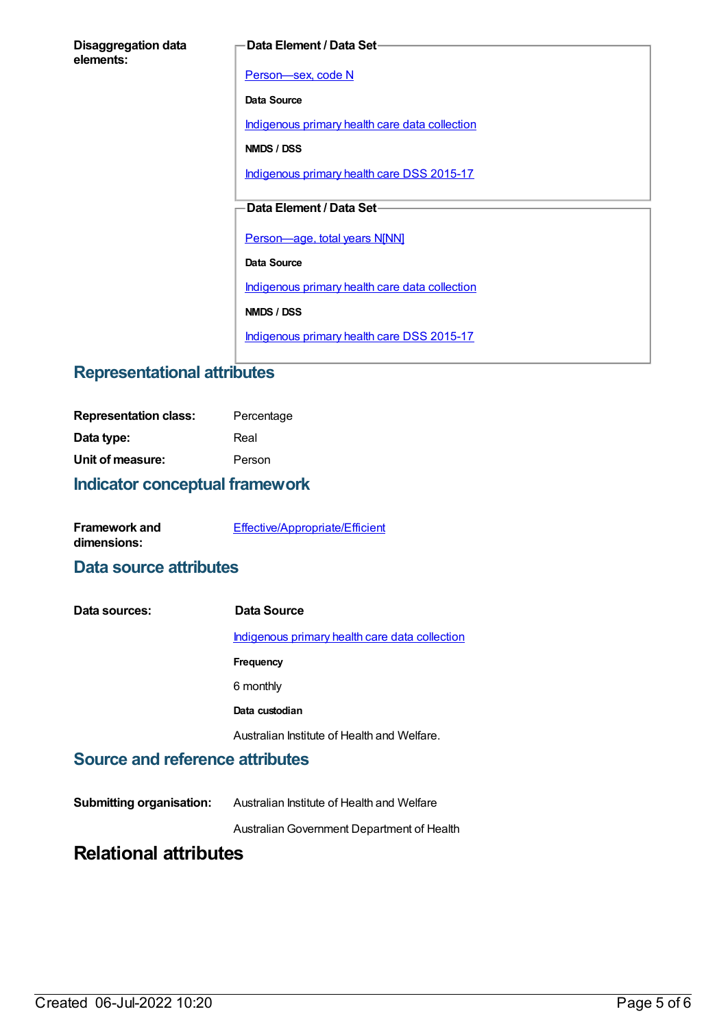**Disaggregation data elements:**

**Data Element / Data Set**

Person—sex, code N

**Data Source**

Indigenous primary health care data collection

**NMDS / DSS**

Indigenous primary health care DSS 2015-17

**Data Element / Data Set**

Person—age, total years N[NN]

**Data Source**

Indigenous primary health care data collection

**NMDS / DSS**

Indigenous primary health care DSS 2015-17

## Representational attributes

| | |
|---|---|
| **Representation class:** | Percentage |
| **Data type:** | Real |
| **Unit of measure:** | Person |

## Indicator conceptual framework

**Framework and dimensions:** Effective/Appropriate/Efficient

## Data source attributes

**Data sources:**

**Data Source**

Indigenous primary health care data collection

**Frequency**

6 monthly

**Data custodian**

Australian Institute of Health and Welfare.

## Source and reference attributes

**Submitting organisation:** Australian Institute of Health and Welfare

Australian Government Department of Health

# Relational attributes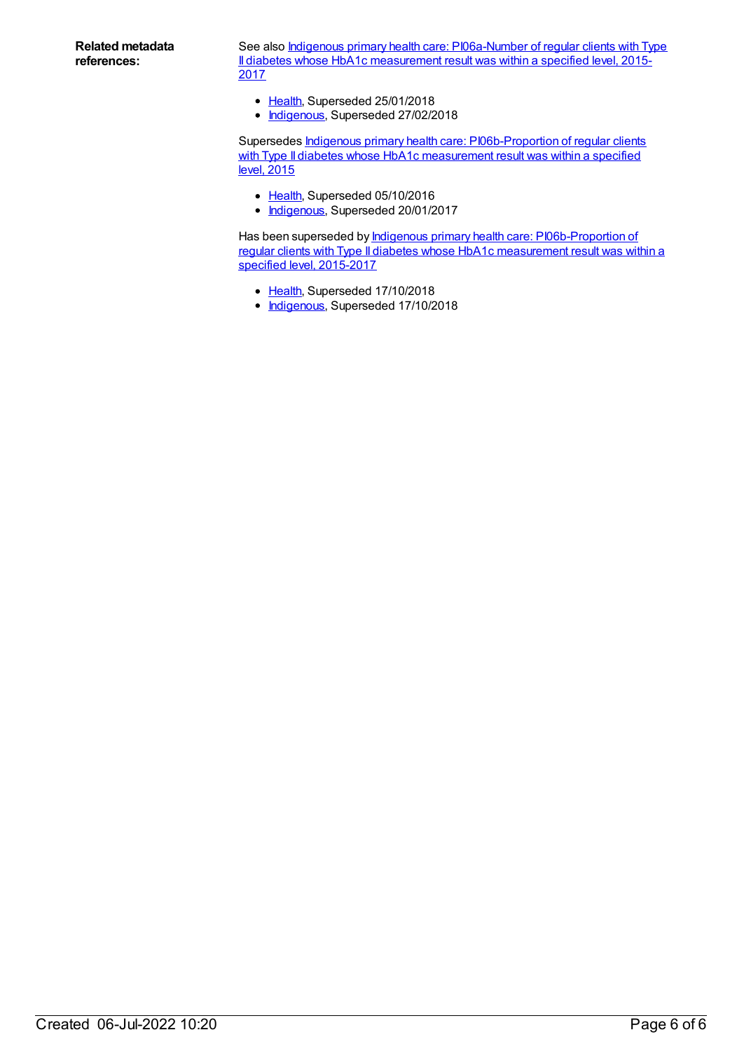**Related metadata references:**

See also Indigenous primary health care: PI06a-Number of regular clients with Type II diabetes whose HbA1c measurement result was within a specified level, 2015-2017

- Health, Superseded 25/01/2018
- Indigenous, Superseded 27/02/2018

Supersedes Indigenous primary health care: PI06b-Proportion of regular clients with Type II diabetes whose HbA1c measurement result was within a specified level, 2015

- Health, Superseded 05/10/2016
- Indigenous, Superseded 20/01/2017

Has been superseded by Indigenous primary health care: PI06b-Proportion of regular clients with Type II diabetes whose HbA1c measurement result was within a specified level, 2015-2017

- Health, Superseded 17/10/2018
- Indigenous, Superseded 17/10/2018